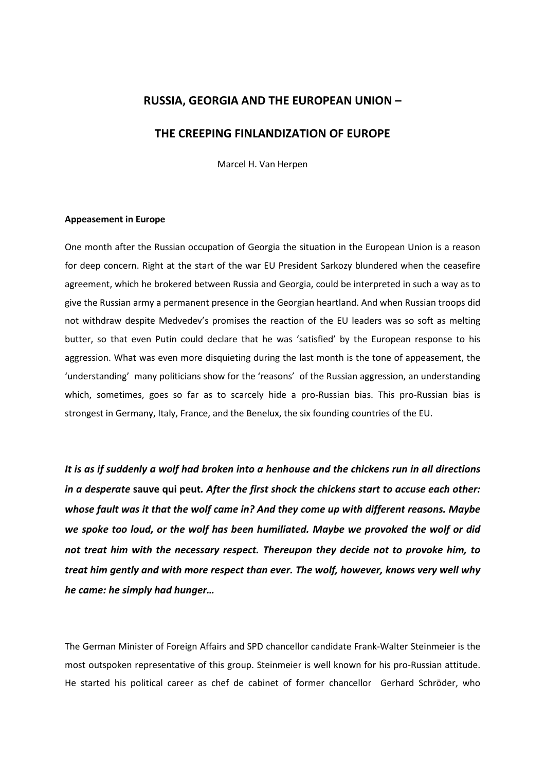# RUSSIA, GEORGIA AND THE EUROPEAN UNION –

# THE CREEPING FINLANDIZATION OF EUROPE

Marcel H. Van Herpen

### Appeasement in Europe

One month after the Russian occupation of Georgia the situation in the European Union is a reason for deep concern. Right at the start of the war EU President Sarkozy blundered when the ceasefire agreement, which he brokered between Russia and Georgia, could be interpreted in such a way as to give the Russian army a permanent presence in the Georgian heartland. And when Russian troops did not withdraw despite Medvedev's promises the reaction of the EU leaders was so soft as melting butter, so that even Putin could declare that he was 'satisfied' by the European response to his aggression. What was even more disquieting during the last month is the tone of appeasement, the 'understanding' many politicians show for the 'reasons' of the Russian aggression, an understanding which, sometimes, goes so far as to scarcely hide a pro-Russian bias. This pro-Russian bias is strongest in Germany, Italy, France, and the Benelux, the six founding countries of the EU.

***It is as if suddenly a wolf had broken into a henhouse and the chickens run in all directions in a desperate* sauve qui peut*. After the first shock the chickens start to accuse each other: whose fault was it that the wolf came in? And they come up with different reasons. Maybe we spoke too loud, or the wolf has been humiliated. Maybe we provoked the wolf or did not treat him with the necessary respect. Thereupon they decide not to provoke him, to treat him gently and with more respect than ever. The wolf, however, knows very well why he came: he simply had hunger…***

The German Minister of Foreign Affairs and SPD chancellor candidate Frank-Walter Steinmeier is the most outspoken representative of this group. Steinmeier is well known for his pro-Russian attitude. He started his political career as chef de cabinet of former chancellor Gerhard Schröder, who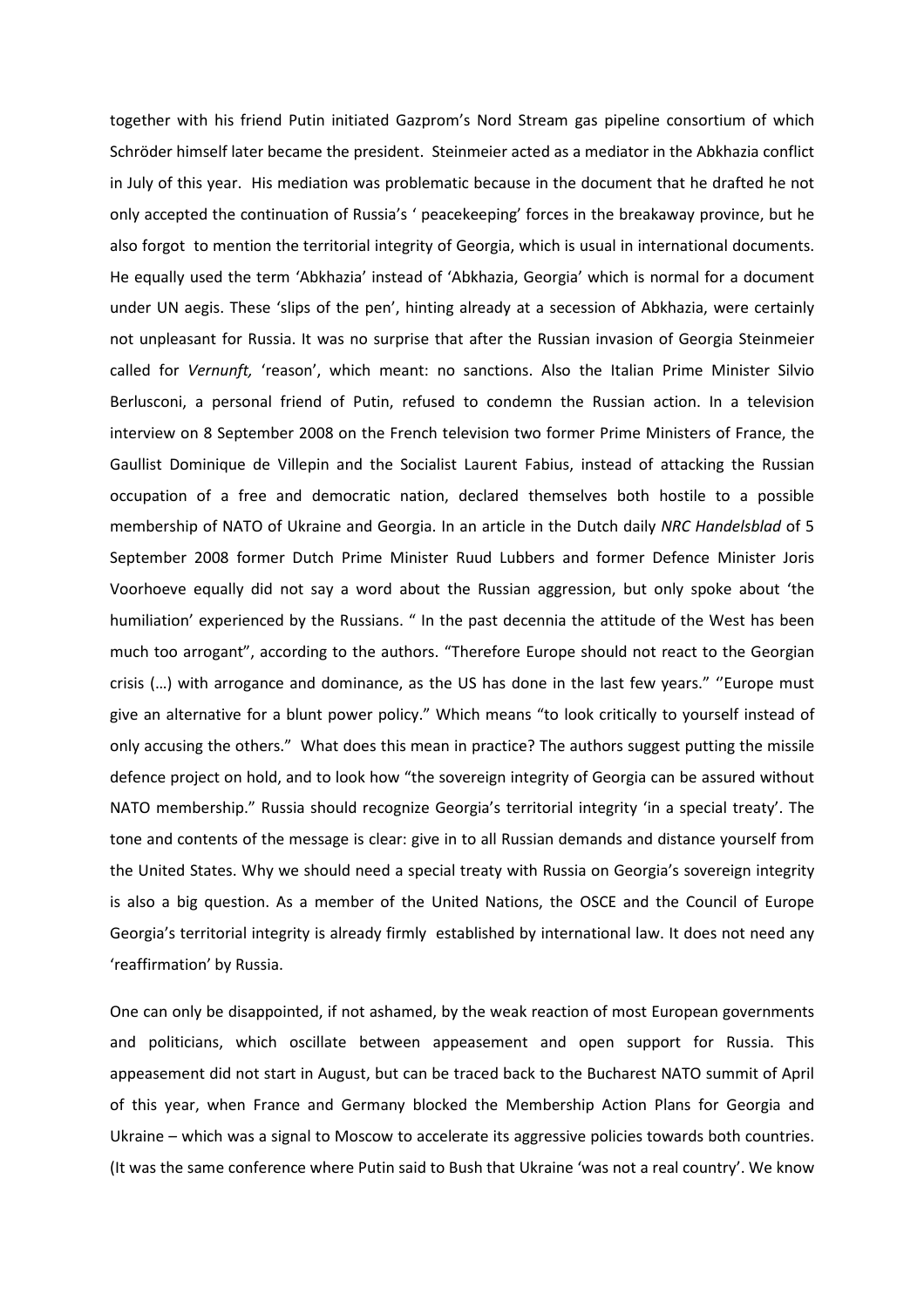together with his friend Putin initiated Gazprom's Nord Stream gas pipeline consortium of which Schröder himself later became the president. Steinmeier acted as a mediator in the Abkhazia conflict in July of this year. His mediation was problematic because in the document that he drafted he not only accepted the continuation of Russia's ' peacekeeping' forces in the breakaway province, but he also forgot to mention the territorial integrity of Georgia, which is usual in international documents. He equally used the term 'Abkhazia' instead of 'Abkhazia, Georgia' which is normal for a document under UN aegis. These 'slips of the pen', hinting already at a secession of Abkhazia, were certainly not unpleasant for Russia. It was no surprise that after the Russian invasion of Georgia Steinmeier called for *Vernunft,* 'reason', which meant: no sanctions. Also the Italian Prime Minister Silvio Berlusconi, a personal friend of Putin, refused to condemn the Russian action. In a television interview on 8 September 2008 on the French television two former Prime Ministers of France, the Gaullist Dominique de Villepin and the Socialist Laurent Fabius, instead of attacking the Russian occupation of a free and democratic nation, declared themselves both hostile to a possible membership of NATO of Ukraine and Georgia. In an article in the Dutch daily *NRC Handelsblad* of 5 September 2008 former Dutch Prime Minister Ruud Lubbers and former Defence Minister Joris Voorhoeve equally did not say a word about the Russian aggression, but only spoke about 'the humiliation' experienced by the Russians. " In the past decennia the attitude of the West has been much too arrogant", according to the authors. "Therefore Europe should not react to the Georgian crisis (…) with arrogance and dominance, as the US has done in the last few years." ''Europe must give an alternative for a blunt power policy." Which means "to look critically to yourself instead of only accusing the others." What does this mean in practice? The authors suggest putting the missile defence project on hold, and to look how "the sovereign integrity of Georgia can be assured without NATO membership." Russia should recognize Georgia's territorial integrity 'in a special treaty'. The tone and contents of the message is clear: give in to all Russian demands and distance yourself from the United States. Why we should need a special treaty with Russia on Georgia's sovereign integrity is also a big question. As a member of the United Nations, the OSCE and the Council of Europe Georgia's territorial integrity is already firmly established by international law. It does not need any 'reaffirmation' by Russia.

One can only be disappointed, if not ashamed, by the weak reaction of most European governments and politicians, which oscillate between appeasement and open support for Russia. This appeasement did not start in August, but can be traced back to the Bucharest NATO summit of April of this year, when France and Germany blocked the Membership Action Plans for Georgia and Ukraine – which was a signal to Moscow to accelerate its aggressive policies towards both countries. (It was the same conference where Putin said to Bush that Ukraine 'was not a real country'. We know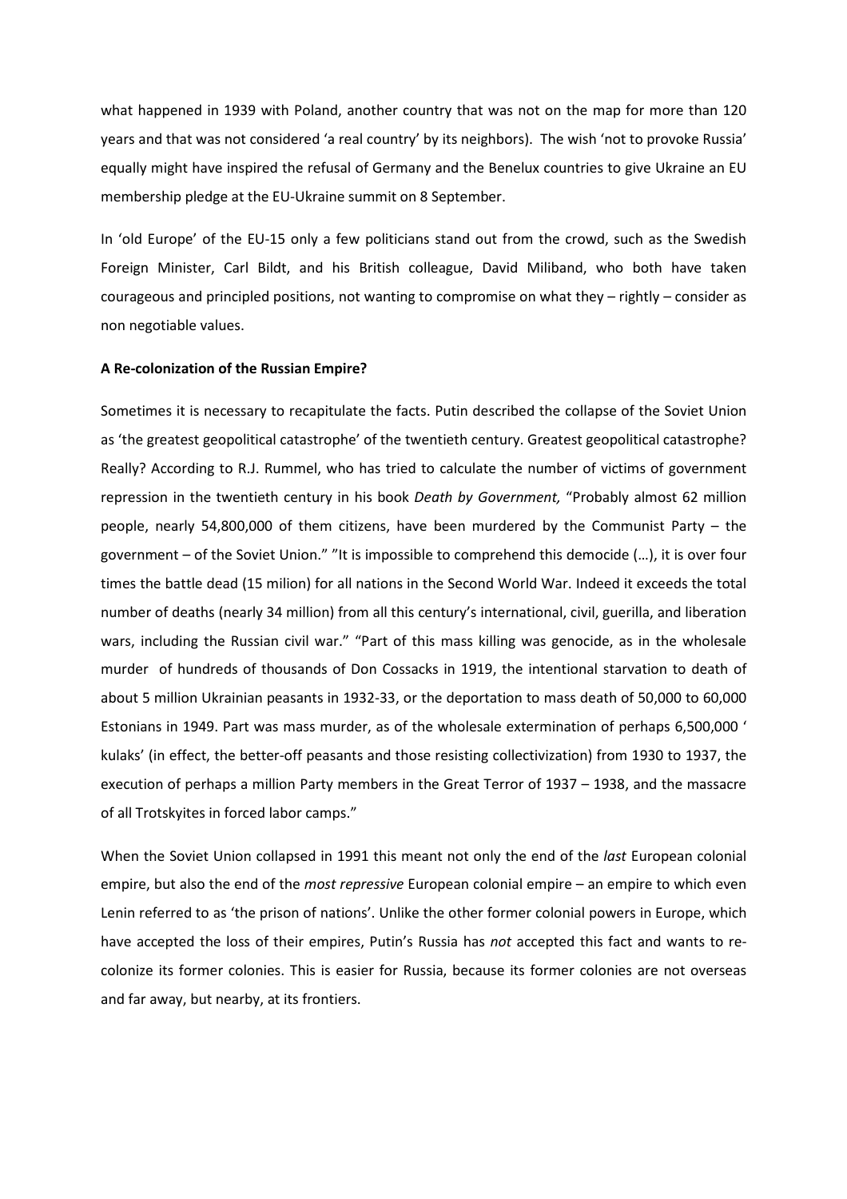what happened in 1939 with Poland, another country that was not on the map for more than 120 years and that was not considered 'a real country' by its neighbors). The wish 'not to provoke Russia' equally might have inspired the refusal of Germany and the Benelux countries to give Ukraine an EU membership pledge at the EU-Ukraine summit on 8 September.

In 'old Europe' of the EU-15 only a few politicians stand out from the crowd, such as the Swedish Foreign Minister, Carl Bildt, and his British colleague, David Miliband, who both have taken courageous and principled positions, not wanting to compromise on what they – rightly – consider as non negotiable values.

**A Re-colonization of the Russian Empire?**

Sometimes it is necessary to recapitulate the facts. Putin described the collapse of the Soviet Union as 'the greatest geopolitical catastrophe' of the twentieth century. Greatest geopolitical catastrophe? Really? According to R.J. Rummel, who has tried to calculate the number of victims of government repression in the twentieth century in his book *Death by Government,* "Probably almost 62 million people, nearly 54,800,000 of them citizens, have been murdered by the Communist Party – the government – of the Soviet Union." "It is impossible to comprehend this democide (…), it is over four times the battle dead (15 milion) for all nations in the Second World War. Indeed it exceeds the total number of deaths (nearly 34 million) from all this century's international, civil, guerilla, and liberation wars, including the Russian civil war." "Part of this mass killing was genocide, as in the wholesale murder of hundreds of thousands of Don Cossacks in 1919, the intentional starvation to death of about 5 million Ukrainian peasants in 1932-33, or the deportation to mass death of 50,000 to 60,000 Estonians in 1949. Part was mass murder, as of the wholesale extermination of perhaps 6,500,000 ' kulaks' (in effect, the better-off peasants and those resisting collectivization) from 1930 to 1937, the execution of perhaps a million Party members in the Great Terror of 1937 – 1938, and the massacre of all Trotskyites in forced labor camps."

When the Soviet Union collapsed in 1991 this meant not only the end of the *last* European colonial empire, but also the end of the *most repressive* European colonial empire – an empire to which even Lenin referred to as 'the prison of nations'. Unlike the other former colonial powers in Europe, which have accepted the loss of their empires, Putin's Russia has *not* accepted this fact and wants to re-colonize its former colonies. This is easier for Russia, because its former colonies are not overseas and far away, but nearby, at its frontiers.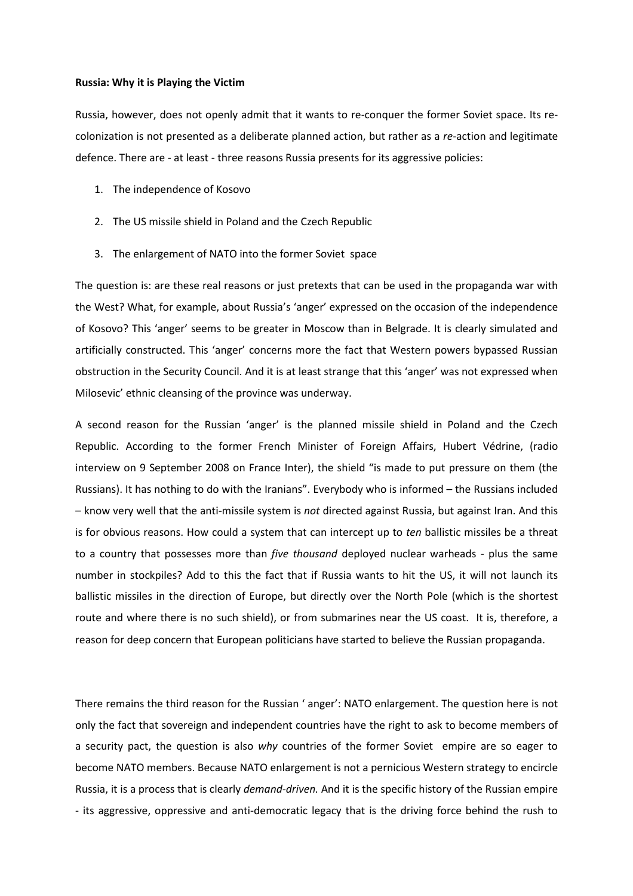**Russia: Why it is Playing the Victim**

Russia, however, does not openly admit that it wants to re-conquer the former Soviet space. Its re-colonization is not presented as a deliberate planned action, but rather as a *re*-action and legitimate defence. There are - at least - three reasons Russia presents for its aggressive policies:

1. The independence of Kosovo
2. The US missile shield in Poland and the Czech Republic
3. The enlargement of NATO into the former Soviet space

The question is: are these real reasons or just pretexts that can be used in the propaganda war with the West? What, for example, about Russia's 'anger' expressed on the occasion of the independence of Kosovo? This 'anger' seems to be greater in Moscow than in Belgrade. It is clearly simulated and artificially constructed. This 'anger' concerns more the fact that Western powers bypassed Russian obstruction in the Security Council. And it is at least strange that this 'anger' was not expressed when Milosevic' ethnic cleansing of the province was underway.

A second reason for the Russian 'anger' is the planned missile shield in Poland and the Czech Republic. According to the former French Minister of Foreign Affairs, Hubert Védrine, (radio interview on 9 September 2008 on France Inter), the shield "is made to put pressure on them (the Russians). It has nothing to do with the Iranians". Everybody who is informed – the Russians included – know very well that the anti-missile system is *not* directed against Russia, but against Iran. And this is for obvious reasons. How could a system that can intercept up to *ten* ballistic missiles be a threat to a country that possesses more than *five thousand* deployed nuclear warheads - plus the same number in stockpiles? Add to this the fact that if Russia wants to hit the US, it will not launch its ballistic missiles in the direction of Europe, but directly over the North Pole (which is the shortest route and where there is no such shield), or from submarines near the US coast. It is, therefore, a reason for deep concern that European politicians have started to believe the Russian propaganda.

There remains the third reason for the Russian ' anger': NATO enlargement. The question here is not only the fact that sovereign and independent countries have the right to ask to become members of a security pact, the question is also *why* countries of the former Soviet empire are so eager to become NATO members. Because NATO enlargement is not a pernicious Western strategy to encircle Russia, it is a process that is clearly *demand-driven.* And it is the specific history of the Russian empire - its aggressive, oppressive and anti-democratic legacy that is the driving force behind the rush to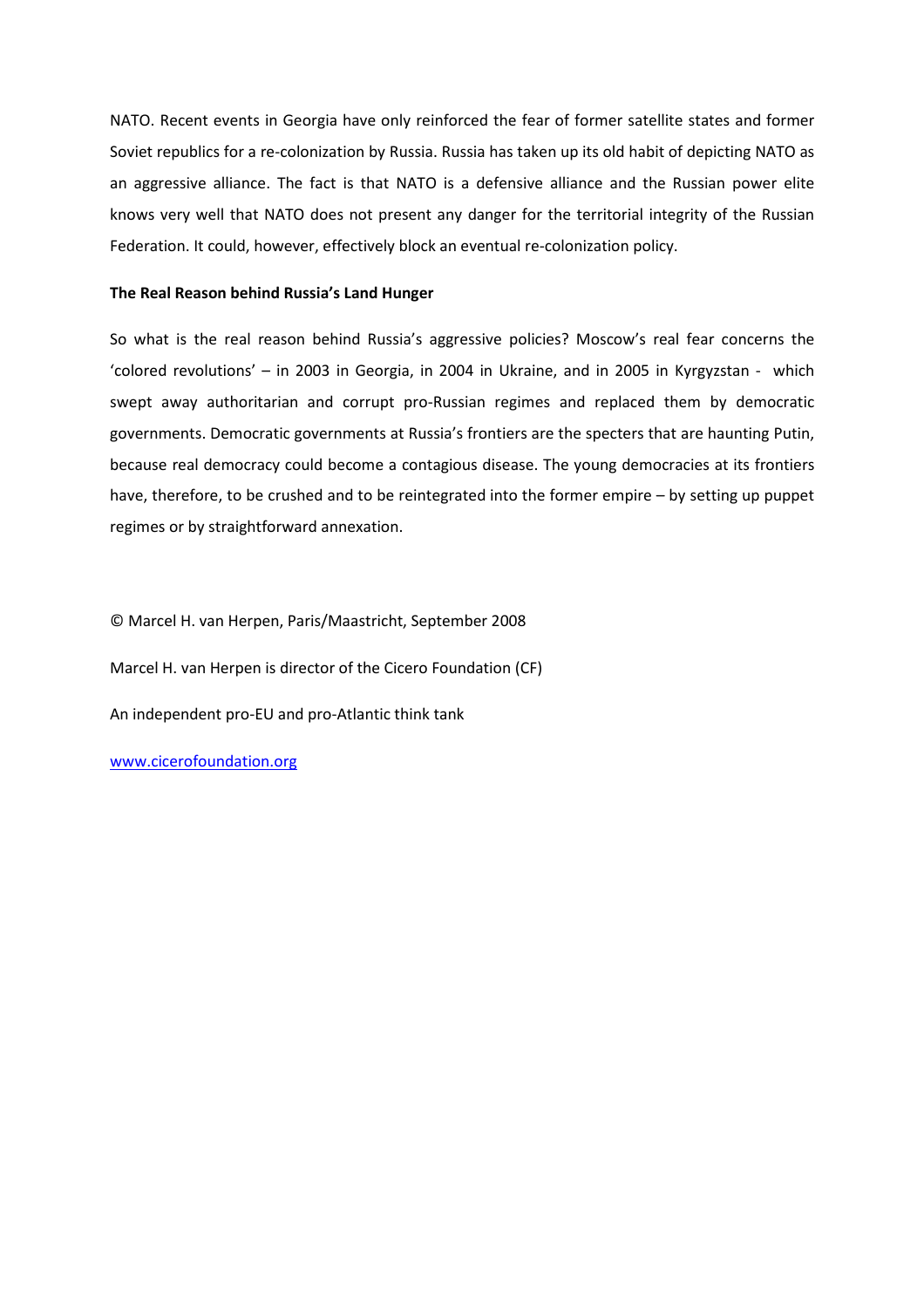NATO. Recent events in Georgia have only reinforced the fear of former satellite states and former Soviet republics for a re-colonization by Russia. Russia has taken up its old habit of depicting NATO as an aggressive alliance. The fact is that NATO is a defensive alliance and the Russian power elite knows very well that NATO does not present any danger for the territorial integrity of the Russian Federation. It could, however, effectively block an eventual re-colonization policy.

**The Real Reason behind Russia's Land Hunger**

So what is the real reason behind Russia's aggressive policies? Moscow's real fear concerns the 'colored revolutions' – in 2003 in Georgia, in 2004 in Ukraine, and in 2005 in Kyrgyzstan - which swept away authoritarian and corrupt pro-Russian regimes and replaced them by democratic governments. Democratic governments at Russia's frontiers are the specters that are haunting Putin, because real democracy could become a contagious disease. The young democracies at its frontiers have, therefore, to be crushed and to be reintegrated into the former empire – by setting up puppet regimes or by straightforward annexation.

© Marcel H. van Herpen, Paris/Maastricht, September 2008

Marcel H. van Herpen is director of the Cicero Foundation (CF)

An independent pro-EU and pro-Atlantic think tank

www.cicerofoundation.org